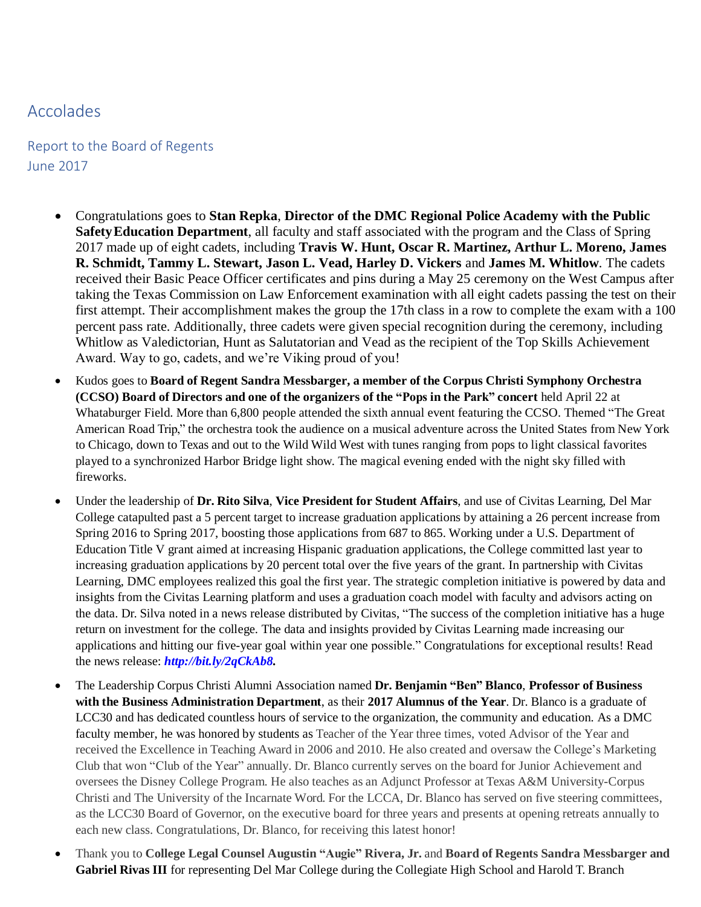# Accolades

## Report to the Board of Regents
## June 2017

- Congratulations goes to **Stan Repka**, **Director of the DMC Regional Police Academy with the Public Safety Education Department**, all faculty and staff associated with the program and the Class of Spring 2017 made up of eight cadets, including **Travis W. Hunt, Oscar R. Martinez, Arthur L. Moreno, James R. Schmidt, Tammy L. Stewart, Jason L. Vead, Harley D. Vickers** and **James M. Whitlow**. The cadets received their Basic Peace Officer certificates and pins during a May 25 ceremony on the West Campus after taking the Texas Commission on Law Enforcement examination with all eight cadets passing the test on their first attempt. Their accomplishment makes the group the 17th class in a row to complete the exam with a 100 percent pass rate. Additionally, three cadets were given special recognition during the ceremony, including Whitlow as Valedictorian, Hunt as Salutatorian and Vead as the recipient of the Top Skills Achievement Award. Way to go, cadets, and we're Viking proud of you!

- Kudos goes to **Board of Regent Sandra Messbarger, a member of the Corpus Christi Symphony Orchestra (CCSO) Board of Directors and one of the organizers of the "Pops in the Park" concert** held April 22 at Whataburger Field. More than 6,800 people attended the sixth annual event featuring the CCSO. Themed "The Great American Road Trip," the orchestra took the audience on a musical adventure across the United States from New York to Chicago, down to Texas and out to the Wild Wild West with tunes ranging from pops to light classical favorites played to a synchronized Harbor Bridge light show. The magical evening ended with the night sky filled with fireworks.

- Under the leadership of **Dr. Rito Silva**, **Vice President for Student Affairs**, and use of Civitas Learning, Del Mar College catapulted past a 5 percent target to increase graduation applications by attaining a 26 percent increase from Spring 2016 to Spring 2017, boosting those applications from 687 to 865. Working under a U.S. Department of Education Title V grant aimed at increasing Hispanic graduation applications, the College committed last year to increasing graduation applications by 20 percent total over the five years of the grant. In partnership with Civitas Learning, DMC employees realized this goal the first year. The strategic completion initiative is powered by data and insights from the Civitas Learning platform and uses a graduation coach model with faculty and advisors acting on the data. Dr. Silva noted in a news release distributed by Civitas, "The success of the completion initiative has a huge return on investment for the college. The data and insights provided by Civitas Learning made increasing our applications and hitting our five-year goal within year one possible." Congratulations for exceptional results! Read the news release: ***http://bit.ly/2qCkAb8.***

- The Leadership Corpus Christi Alumni Association named **Dr. Benjamin "Ben" Blanco**, **Professor of Business with the Business Administration Department**, as their **2017 Alumnus of the Year**. Dr. Blanco is a graduate of LCC30 and has dedicated countless hours of service to the organization, the community and education. As a DMC faculty member, he was honored by students as Teacher of the Year three times, voted Advisor of the Year and received the Excellence in Teaching Award in 2006 and 2010. He also created and oversaw the College's Marketing Club that won "Club of the Year" annually. Dr. Blanco currently serves on the board for Junior Achievement and oversees the Disney College Program. He also teaches as an Adjunct Professor at Texas A&M University-Corpus Christi and The University of the Incarnate Word. For the LCCA, Dr. Blanco has served on five steering committees, as the LCC30 Board of Governor, on the executive board for three years and presents at opening retreats annually to each new class. Congratulations, Dr. Blanco, for receiving this latest honor!

- Thank you to **College Legal Counsel Augustin "Augie" Rivera, Jr.** and **Board of Regents Sandra Messbarger and Gabriel Rivas III** for representing Del Mar College during the Collegiate High School and Harold T. Branch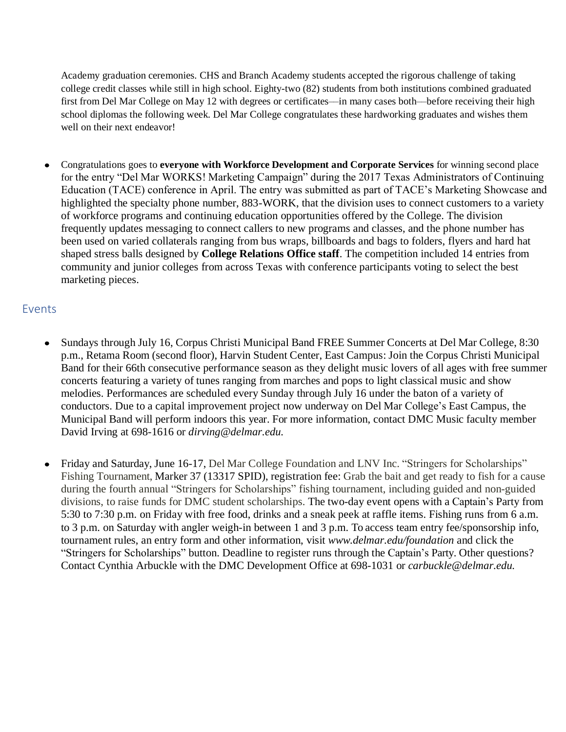Academy graduation ceremonies. CHS and Branch Academy students accepted the rigorous challenge of taking college credit classes while still in high school. Eighty-two (82) students from both institutions combined graduated first from Del Mar College on May 12 with degrees or certificates—in many cases both—before receiving their high school diplomas the following week. Del Mar College congratulates these hardworking graduates and wishes them well on their next endeavor!

- Congratulations goes to **everyone with Workforce Development and Corporate Services** for winning second place for the entry "Del Mar WORKS! Marketing Campaign" during the 2017 Texas Administrators of Continuing Education (TACE) conference in April. The entry was submitted as part of TACE's Marketing Showcase and highlighted the specialty phone number, 883-WORK, that the division uses to connect customers to a variety of workforce programs and continuing education opportunities offered by the College. The division frequently updates messaging to connect callers to new programs and classes, and the phone number has been used on varied collaterals ranging from bus wraps, billboards and bags to folders, flyers and hard hat shaped stress balls designed by **College Relations Office staff**. The competition included 14 entries from community and junior colleges from across Texas with conference participants voting to select the best marketing pieces.

## Events

- Sundays through July 16, Corpus Christi Municipal Band FREE Summer Concerts at Del Mar College, 8:30 p.m., Retama Room (second floor), Harvin Student Center, East Campus: Join the Corpus Christi Municipal Band for their 66th consecutive performance season as they delight music lovers of all ages with free summer concerts featuring a variety of tunes ranging from marches and pops to light classical music and show melodies. Performances are scheduled every Sunday through July 16 under the baton of a variety of conductors. Due to a capital improvement project now underway on Del Mar College's East Campus, the Municipal Band will perform indoors this year. For more information, contact DMC Music faculty member David Irving at 698-1616 or *dirving@delmar.edu.*

- Friday and Saturday, June 16-17, Del Mar College Foundation and LNV Inc. "Stringers for Scholarships" Fishing Tournament, Marker 37 (13317 SPID), registration fee: Grab the bait and get ready to fish for a cause during the fourth annual "Stringers for Scholarships" fishing tournament, including guided and non-guided divisions, to raise funds for DMC student scholarships. The two-day event opens with a Captain's Party from 5:30 to 7:30 p.m. on Friday with free food, drinks and a sneak peek at raffle items. Fishing runs from 6 a.m. to 3 p.m. on Saturday with angler weigh-in between 1 and 3 p.m. To access team entry fee/sponsorship info, tournament rules, an entry form and other information, visit *www.delmar.edu/foundation* and click the "Stringers for Scholarships" button. Deadline to register runs through the Captain's Party. Other questions? Contact Cynthia Arbuckle with the DMC Development Office at 698-1031 or *carbuckle@delmar.edu.*